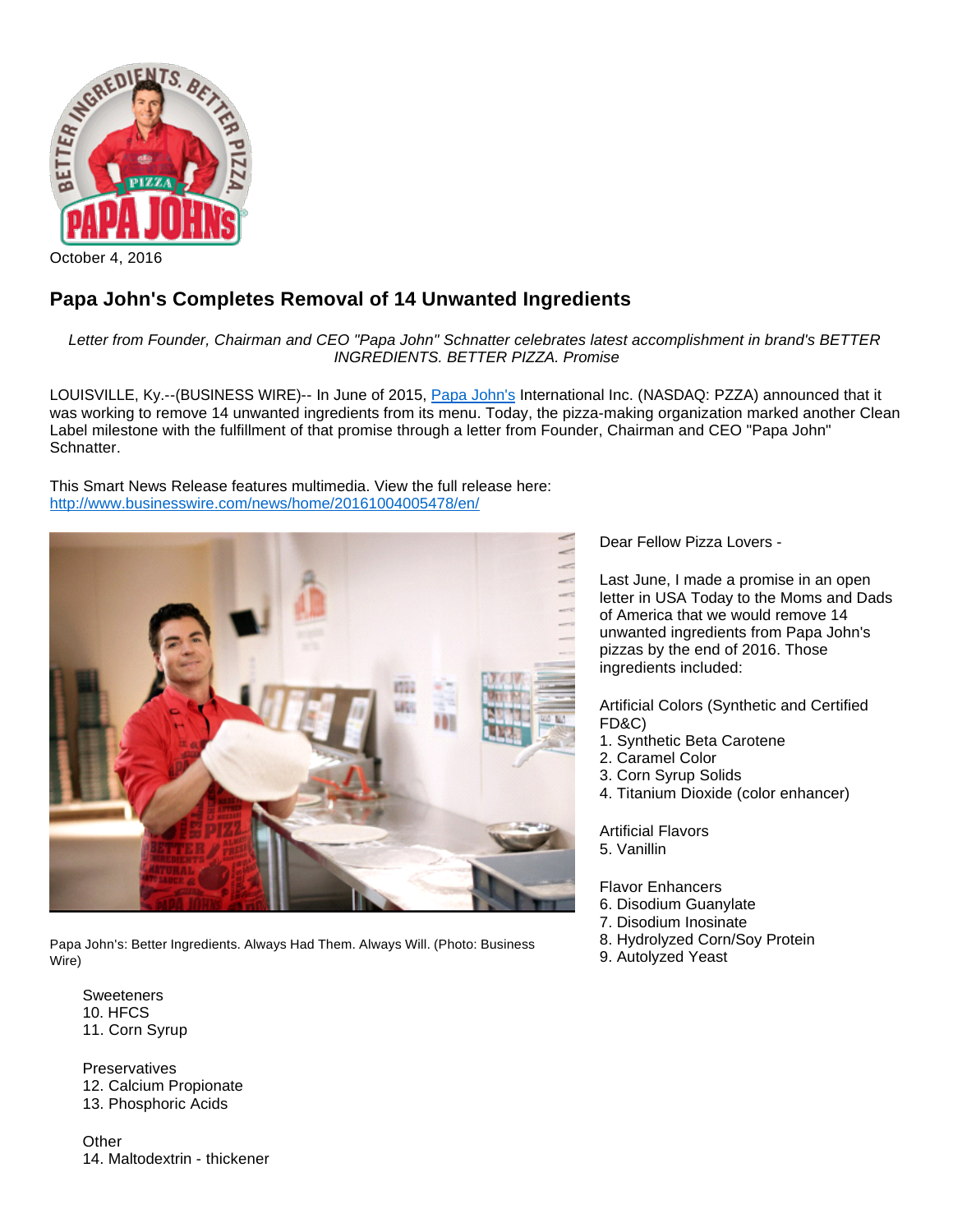October 4, 2016

# Papa John's Completes Removal of 14 Unwanted Ingredients

*Letter from Founder, Chairman and CEO "Papa John" Schnatter celebrates latest accomplishment in brand's BETTER INGREDIENTS. BETTER PIZZA. Promise*

LOUISVILLE, Ky.--(BUSINESS WIRE)-- In June of 2015, Papa John's International Inc. (NASDAQ: PZZA) announced that it was working to remove 14 unwanted ingredients from its menu. Today, the pizza-making organization marked another Clean Label milestone with the fulfillment of that promise through a letter from Founder, Chairman and CEO "Papa John" Schnatter.

This Smart News Release features multimedia. View the full release here: http://www.businesswire.com/news/home/20161004005478/en/

Papa John's: Better Ingredients. Always Had Them. Always Will. (Photo: Business Wire)

Dear Fellow Pizza Lovers -

Last June, I made a promise in an open letter in USA Today to the Moms and Dads of America that we would remove 14 unwanted ingredients from Papa John's pizzas by the end of 2016. Those ingredients included:

Artificial Colors (Synthetic and Certified FD&C)
1. Synthetic Beta Carotene
2. Caramel Color
3. Corn Syrup Solids
4. Titanium Dioxide (color enhancer)

Artificial Flavors
5. Vanillin

Flavor Enhancers
6. Disodium Guanylate
7. Disodium Inosinate
8. Hydrolyzed Corn/Soy Protein
9. Autolyzed Yeast

Sweeteners
10. HFCS
11. Corn Syrup

Preservatives
12. Calcium Propionate
13. Phosphoric Acids

Other
14. Maltodextrin - thickener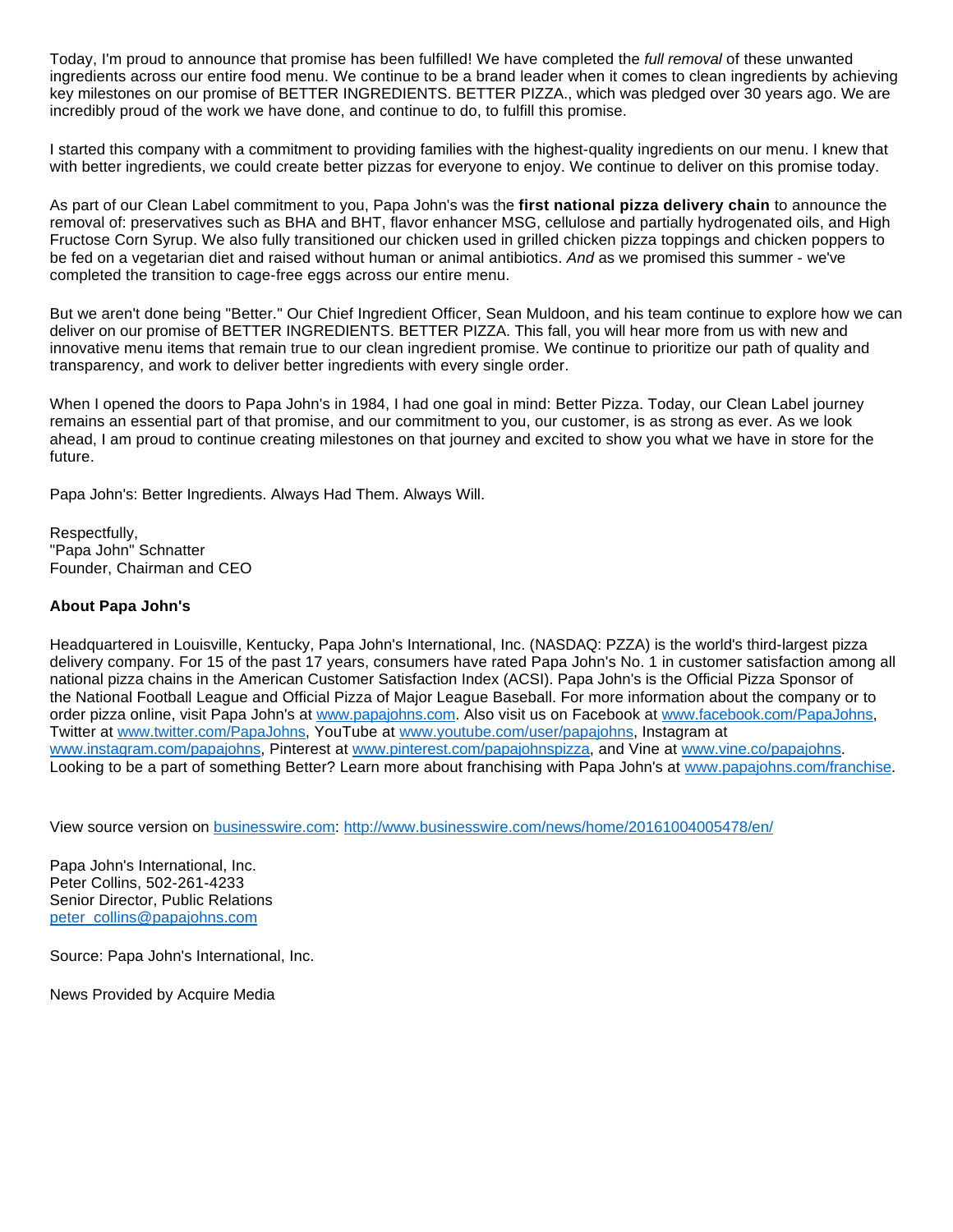Today, I'm proud to announce that promise has been fulfilled! We have completed the *full removal* of these unwanted ingredients across our entire food menu. We continue to be a brand leader when it comes to clean ingredients by achieving key milestones on our promise of BETTER INGREDIENTS. BETTER PIZZA., which was pledged over 30 years ago. We are incredibly proud of the work we have done, and continue to do, to fulfill this promise.

I started this company with a commitment to providing families with the highest-quality ingredients on our menu. I knew that with better ingredients, we could create better pizzas for everyone to enjoy. We continue to deliver on this promise today.

As part of our Clean Label commitment to you, Papa John's was the **first national pizza delivery chain** to announce the removal of: preservatives such as BHA and BHT, flavor enhancer MSG, cellulose and partially hydrogenated oils, and High Fructose Corn Syrup. We also fully transitioned our chicken used in grilled chicken pizza toppings and chicken poppers to be fed on a vegetarian diet and raised without human or animal antibiotics. *And* as we promised this summer - we've completed the transition to cage-free eggs across our entire menu.

But we aren't done being "Better." Our Chief Ingredient Officer, Sean Muldoon, and his team continue to explore how we can deliver on our promise of BETTER INGREDIENTS. BETTER PIZZA. This fall, you will hear more from us with new and innovative menu items that remain true to our clean ingredient promise. We continue to prioritize our path of quality and transparency, and work to deliver better ingredients with every single order.

When I opened the doors to Papa John's in 1984, I had one goal in mind: Better Pizza. Today, our Clean Label journey remains an essential part of that promise, and our commitment to you, our customer, is as strong as ever. As we look ahead, I am proud to continue creating milestones on that journey and excited to show you what we have in store for the future.

Papa John's: Better Ingredients. Always Had Them. Always Will.

Respectfully,
"Papa John" Schnatter
Founder, Chairman and CEO

**About Papa John's**

Headquartered in Louisville, Kentucky, Papa John's International, Inc. (NASDAQ: PZZA) is the world's third-largest pizza delivery company. For 15 of the past 17 years, consumers have rated Papa John's No. 1 in customer satisfaction among all national pizza chains in the American Customer Satisfaction Index (ACSI). Papa John's is the Official Pizza Sponsor of the National Football League and Official Pizza of Major League Baseball. For more information about the company or to order pizza online, visit Papa John's at www.papajohns.com. Also visit us on Facebook at www.facebook.com/PapaJohns, Twitter at www.twitter.com/PapaJohns, YouTube at www.youtube.com/user/papajohns, Instagram at www.instagram.com/papajohns, Pinterest at www.pinterest.com/papajohnspizza, and Vine at www.vine.co/papajohns. Looking to be a part of something Better? Learn more about franchising with Papa John's at www.papajohns.com/franchise.

View source version on businesswire.com: http://www.businesswire.com/news/home/20161004005478/en/

Papa John's International, Inc.
Peter Collins, 502-261-4233
Senior Director, Public Relations
peter_collins@papajohns.com

Source: Papa John's International, Inc.

News Provided by Acquire Media